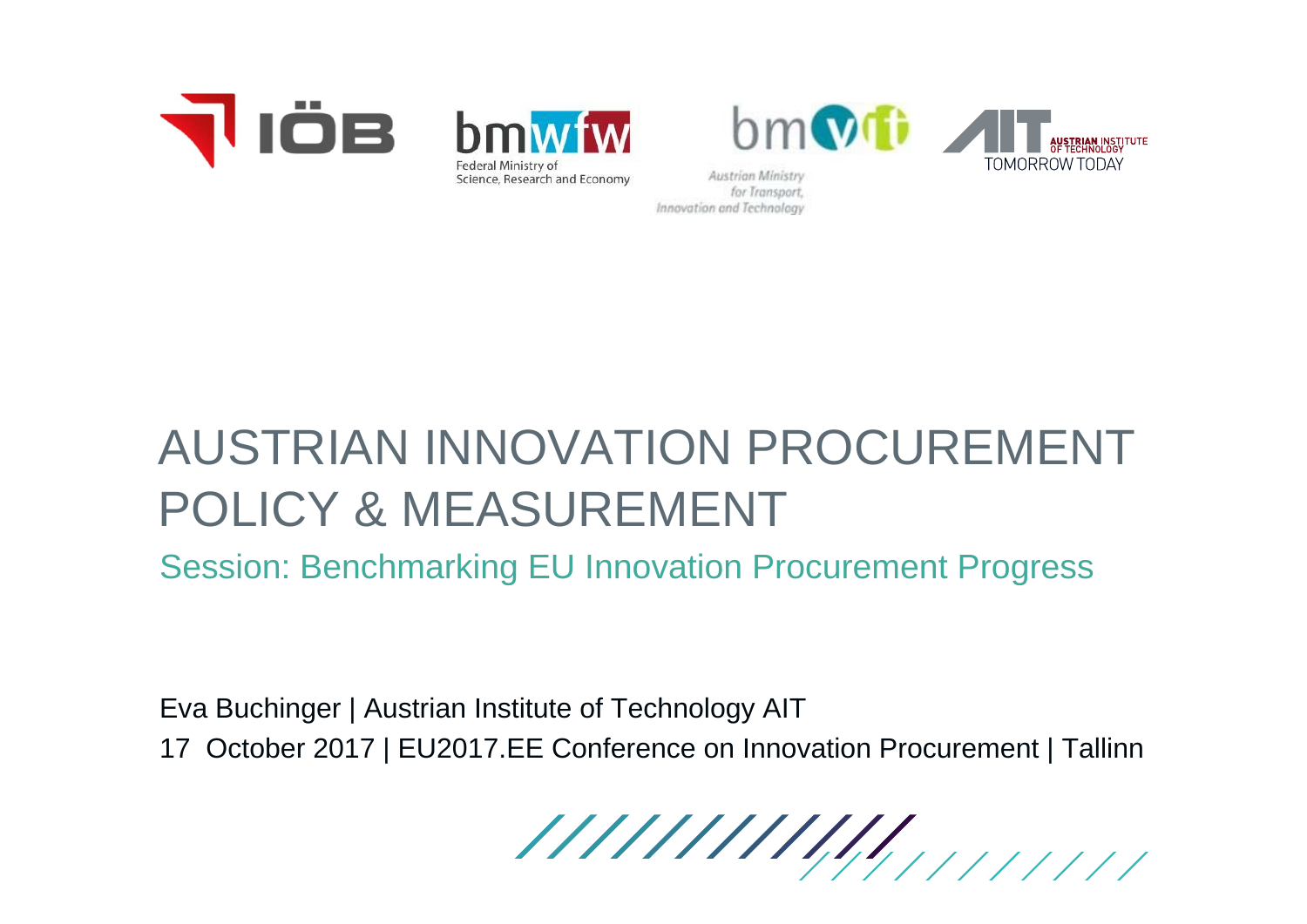IÖB

bmwfw
Federal Ministry of Science, Research and Economy

bmvit
Austrian Ministry for Transport, Innovation and Technology

AIT AUSTRIAN INSTITUTE OF TECHNOLOGY
TOMORROW TODAY

# AUSTRIAN INNOVATION PROCUREMENT POLICY & MEASUREMENT

## Session: Benchmarking EU Innovation Procurement Progress

Eva Buchinger | Austrian Institute of Technology AIT

17 October 2017 | EU2017.EE Conference on Innovation Procurement | Tallinn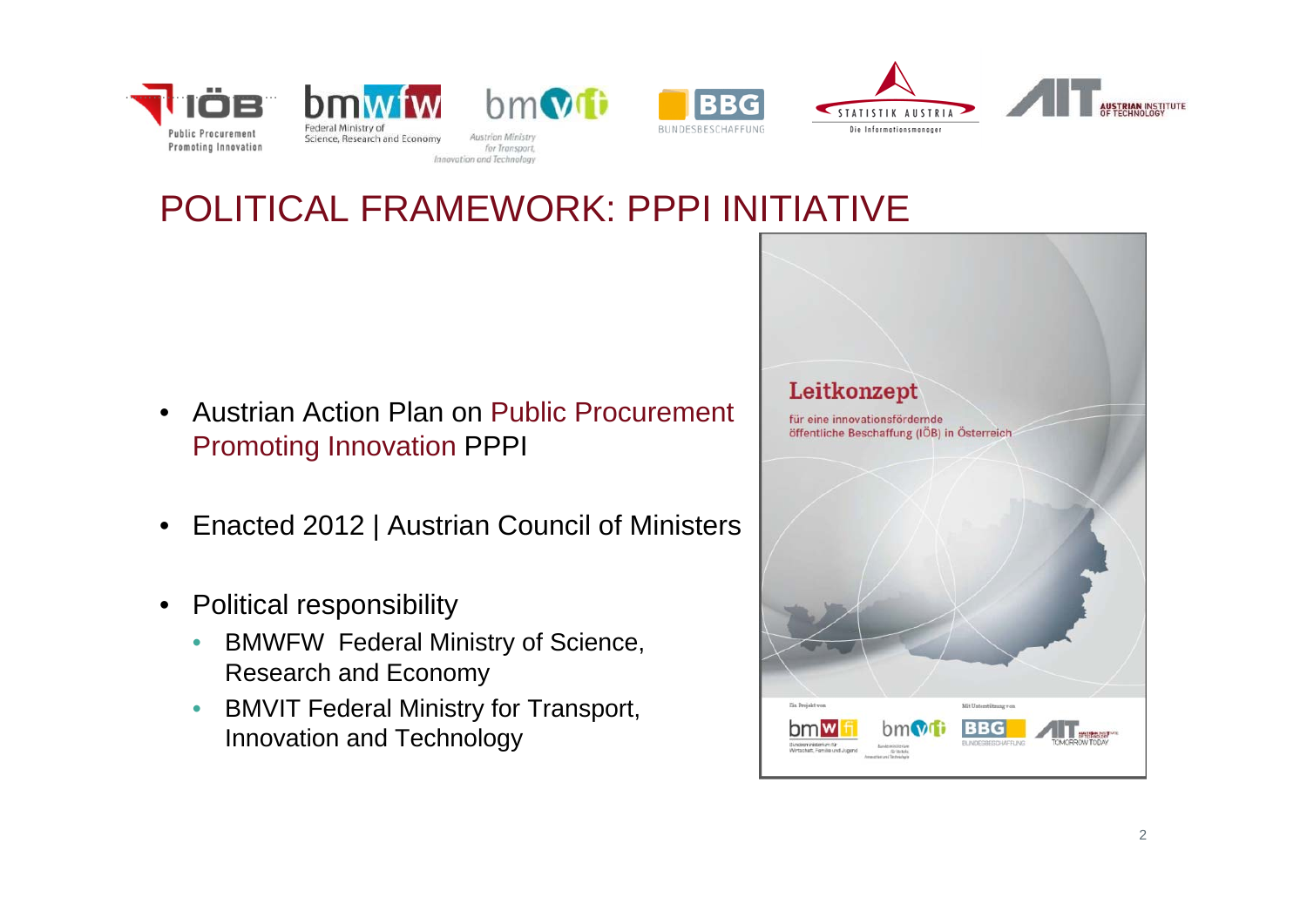# POLITICAL FRAMEWORK: PPPI INITIATIVE

- Austrian Action Plan on Public Procurement Promoting Innovation PPPI
- Enacted 2012 | Austrian Council of Ministers
- Political responsibility
  - BMWFW Federal Ministry of Science, Research and Economy
  - BMVIT Federal Ministry for Transport, Innovation and Technology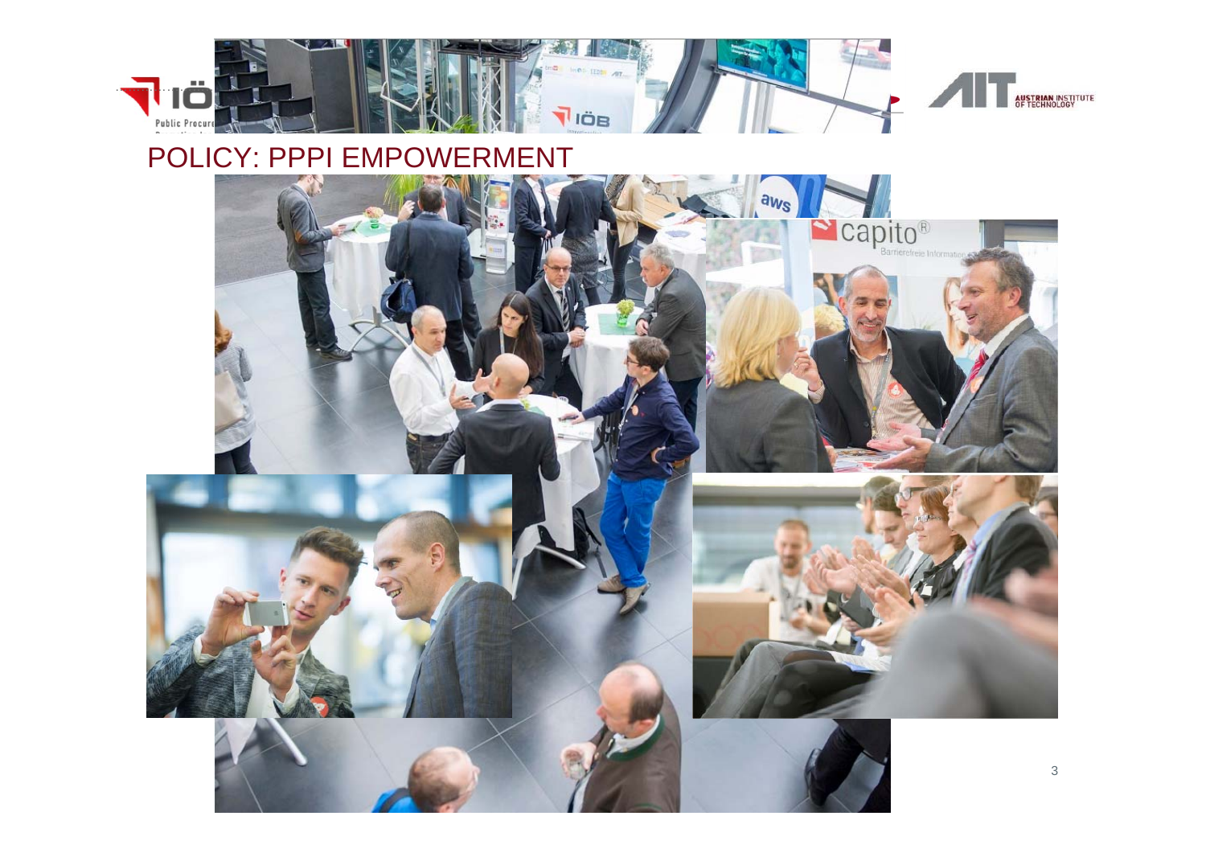# POLICY: PPPI EMPOWERMENT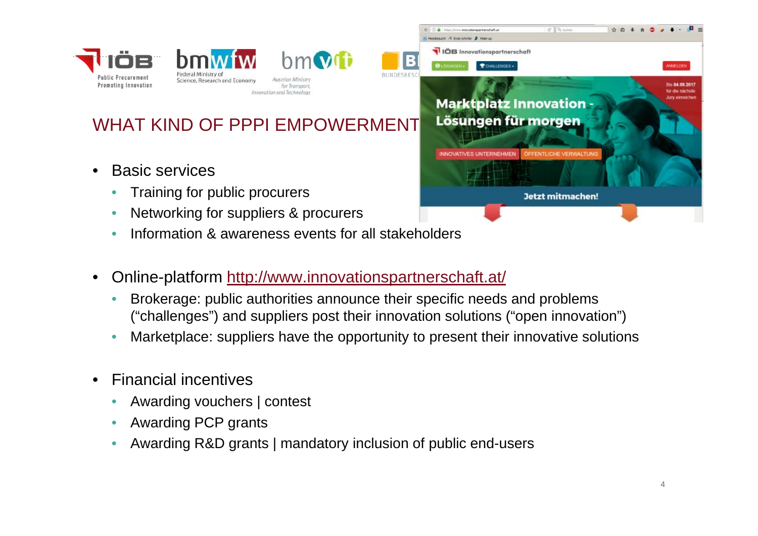## WHAT KIND OF PPPI EMPOWERMENT

- Basic services
  - Training for public procurers
  - Networking for suppliers & procurers
  - Information & awareness events for all stakeholders

- Online-platform [http://www.innovationspartnerschaft.at/](http://www.innovationspartnerschaft.at/)
  - Brokerage: public authorities announce their specific needs and problems ("challenges") and suppliers post their innovation solutions ("open innovation")
  - Marketplace: suppliers have the opportunity to present their innovative solutions

- Financial incentives
  - Awarding vouchers | contest
  - Awarding PCP grants
  - Awarding R&D grants | mandatory inclusion of public end-users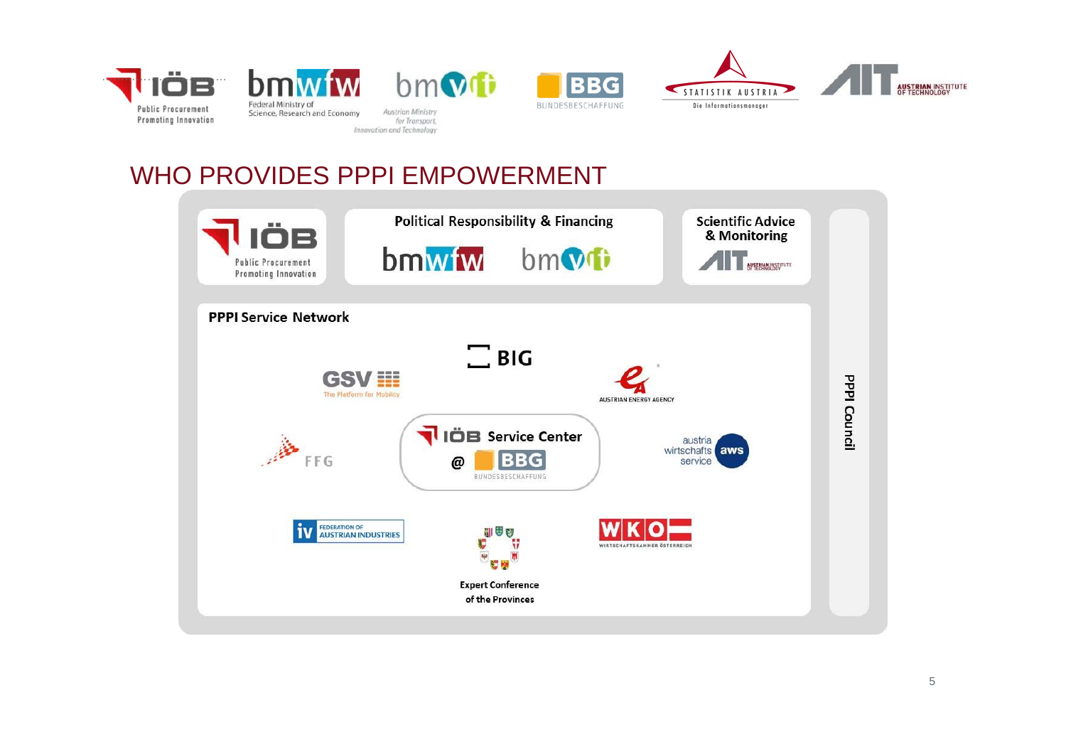IÖB Public Procurement Promoting Innovation | bmwfw Federal Ministry of Science, Research and Economy | bmvit Austrian Ministry for Transport, Innovation and Technology | BBG BUNDESBESCHAFFUNG | STATISTIK AUSTRIA Die Informationsmanager | AIT AUSTRIAN INSTITUTE OF TECHNOLOGY

# WHO PROVIDES PPPI EMPOWERMENT

IÖB Public Procurement Promoting Innovation

**Political Responsibility & Financing**

bmwfw bmvit

**Scientific Advice & Monitoring**

AIT AUSTRIAN INSTITUTE OF TECHNOLOGY

**PPPI Service Network**

- BIG
- GSV The Platform for Mobility
- AUSTRIAN ENERGY AGENCY
- IÖB Service Center @ BBG BUNDESBESCHAFFUNG
- FFG
- austria wirtschafts service aws
- iv FEDERATION OF AUSTRIAN INDUSTRIES
- Expert Conference of the Provinces
- WKO WIRTSCHAFTSKAMMER ÖSTERREICH

**PPPI Council**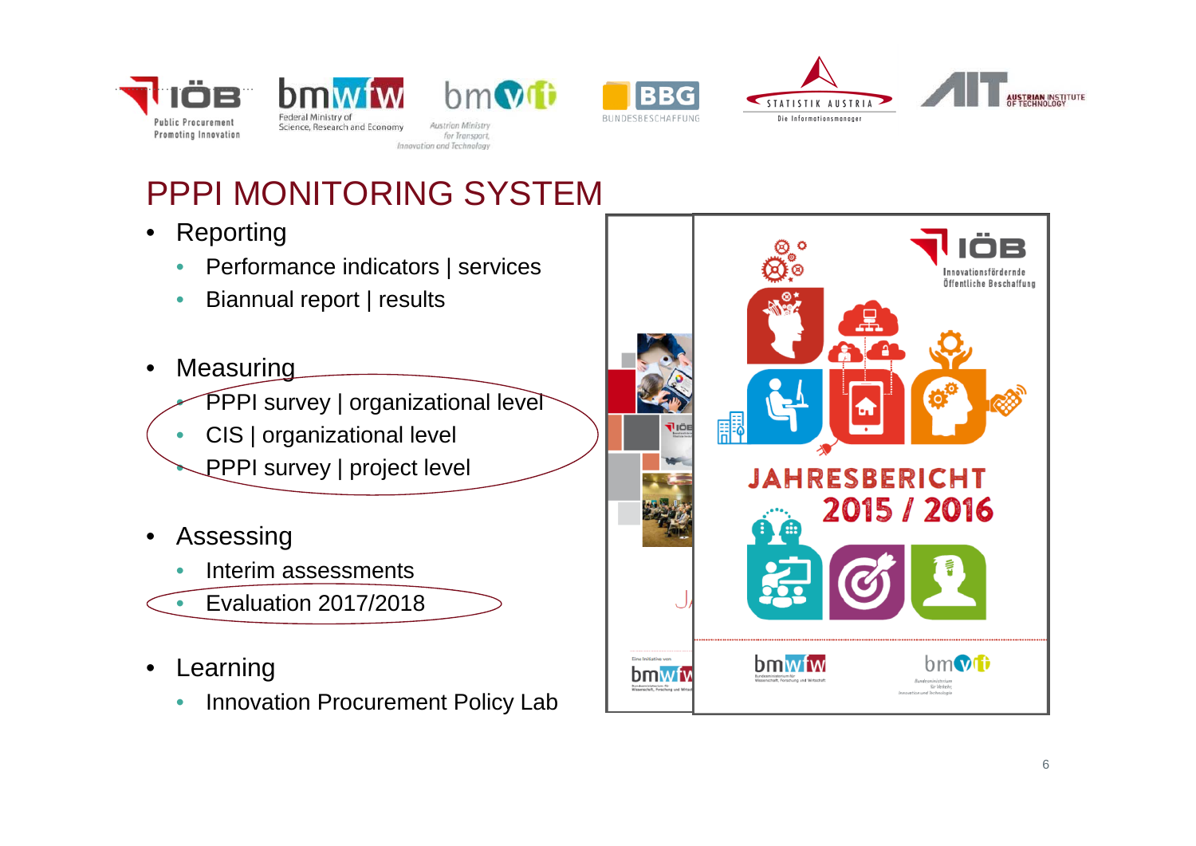# PPPI MONITORING SYSTEM

- Reporting
  - Performance indicators | services
  - Biannual report | results
- Measuring
  - PPPI survey | organizational level
  - CIS | organizational level
  - PPPI survey | project level
- Assessing
  - Interim assessments
  - Evaluation 2017/2018
- Learning
  - Innovation Procurement Policy Lab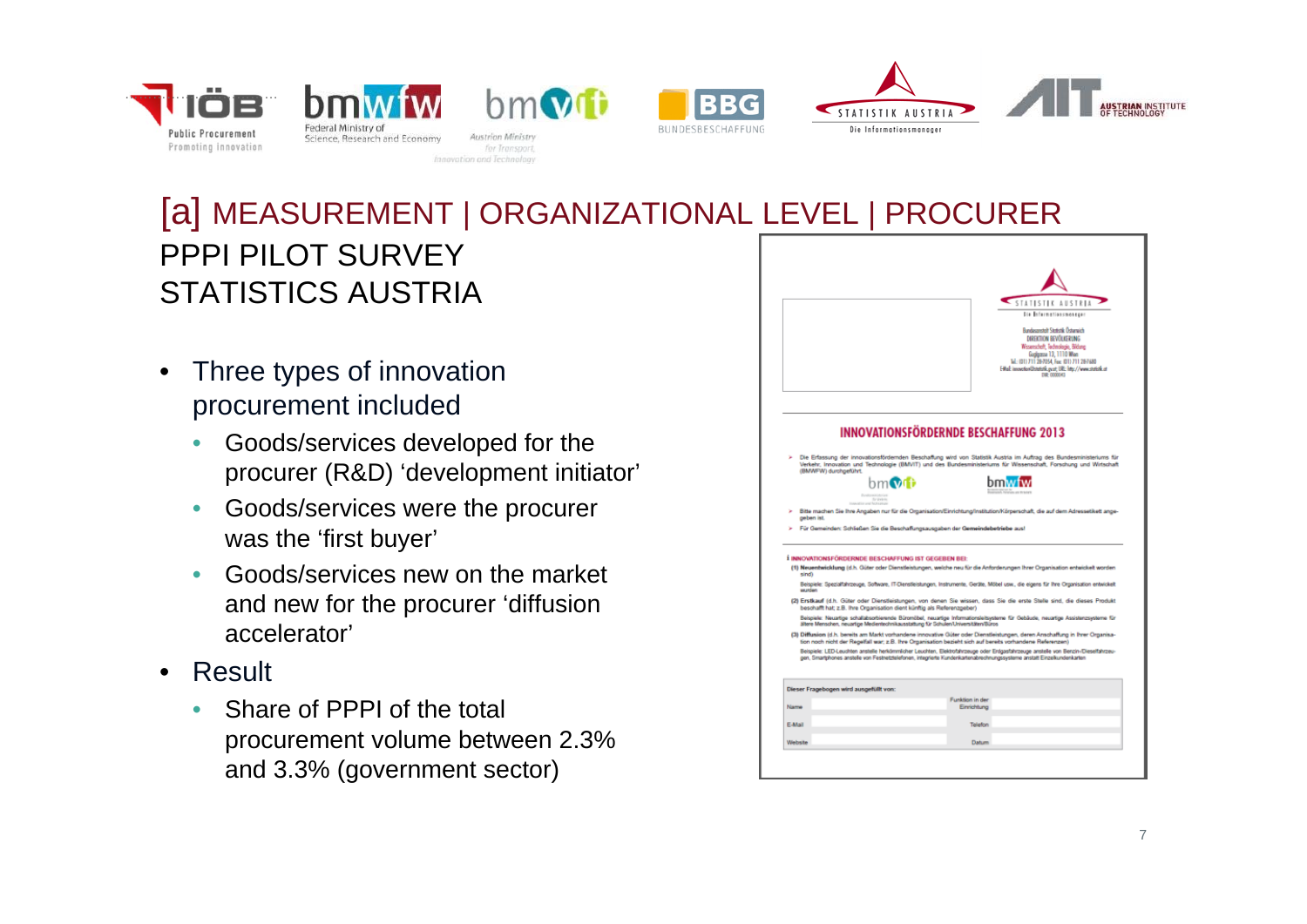# [a] MEASUREMENT | ORGANIZATIONAL LEVEL | PROCURER

## PPPI PILOT SURVEY STATISTICS AUSTRIA

- Three types of innovation procurement included
  - Goods/services developed for the procurer (R&D) 'development initiator'
  - Goods/services were the procurer was the 'first buyer'
  - Goods/services new on the market and new for the procurer 'diffusion accelerator'
- Result
  - Share of PPPI of the total procurement volume between 2.3% and 3.3% (government sector)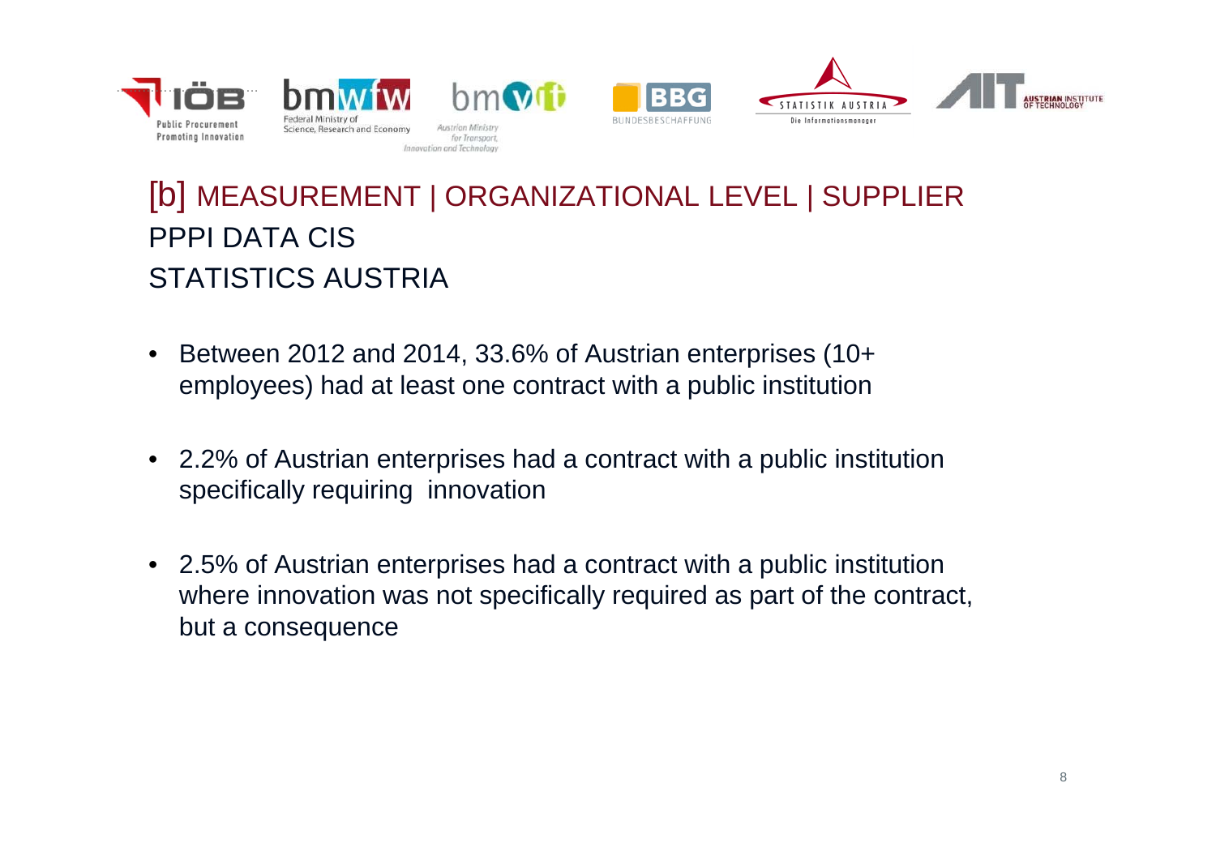# [b] MEASUREMENT | ORGANIZATIONAL LEVEL | SUPPLIER

## PPPI DATA CIS
## STATISTICS AUSTRIA

- Between 2012 and 2014, 33.6% of Austrian enterprises (10+ employees) had at least one contract with a public institution
- 2.2% of Austrian enterprises had a contract with a public institution specifically requiring innovation
- 2.5% of Austrian enterprises had a contract with a public institution where innovation was not specifically required as part of the contract, but a consequence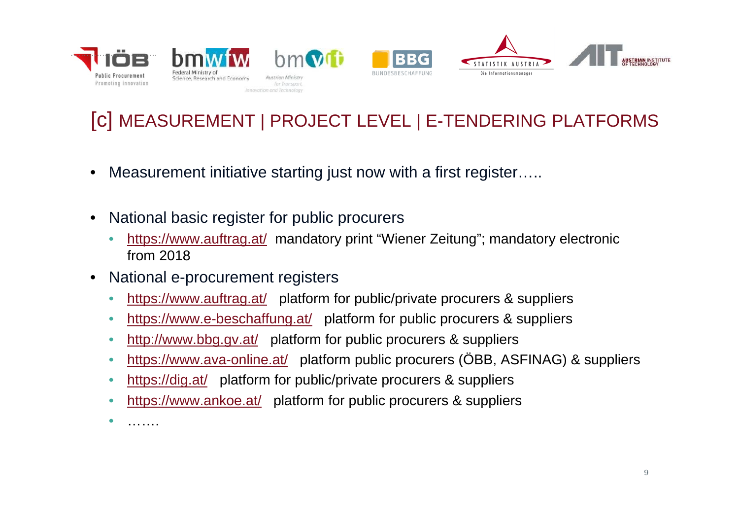## [C] MEASUREMENT | PROJECT LEVEL | E-TENDERING PLATFORMS

- Measurement initiative starting just now with a first register…..
- National basic register for public procurers
  - https://www.auftrag.at/ mandatory print "Wiener Zeitung"; mandatory electronic from 2018
- National e-procurement registers
  - https://www.auftrag.at/ platform for public/private procurers & suppliers
  - https://www.e-beschaffung.at/ platform for public procurers & suppliers
  - http://www.bbg.gv.at/ platform for public procurers & suppliers
  - https://www.ava-online.at/ platform public procurers (ÖBB, ASFINAG) & suppliers
  - https://dig.at/ platform for public/private procurers & suppliers
  - https://www.ankoe.at/ platform for public procurers & suppliers
  - …….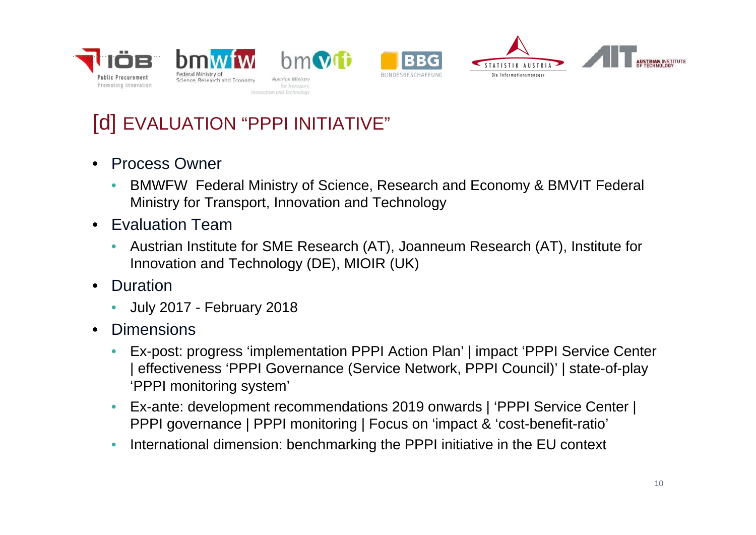## [d] EVALUATION “PPPI INITIATIVE”

- Process Owner
  - BMWFW Federal Ministry of Science, Research and Economy & BMVIT Federal Ministry for Transport, Innovation and Technology
- Evaluation Team
  - Austrian Institute for SME Research (AT), Joanneum Research (AT), Institute for Innovation and Technology (DE), MIOIR (UK)
- Duration
  - July 2017 - February 2018
- Dimensions
  - Ex-post: progress ‘implementation PPPI Action Plan’ | impact ‘PPPI Service Center | effectiveness ‘PPPI Governance (Service Network, PPPI Council)’ | state-of-play ‘PPPI monitoring system’
  - Ex-ante: development recommendations 2019 onwards | ‘PPPI Service Center | PPPI governance | PPPI monitoring | Focus on ‘impact & ‘cost-benefit-ratio’
  - International dimension: benchmarking the PPPI initiative in the EU context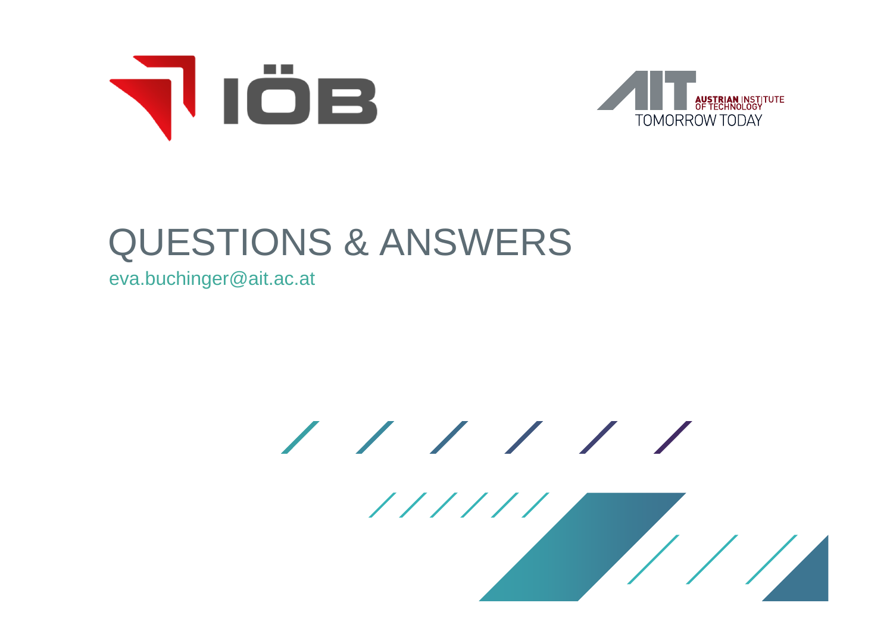# QUESTIONS & ANSWERS

eva.buchinger@ait.ac.at